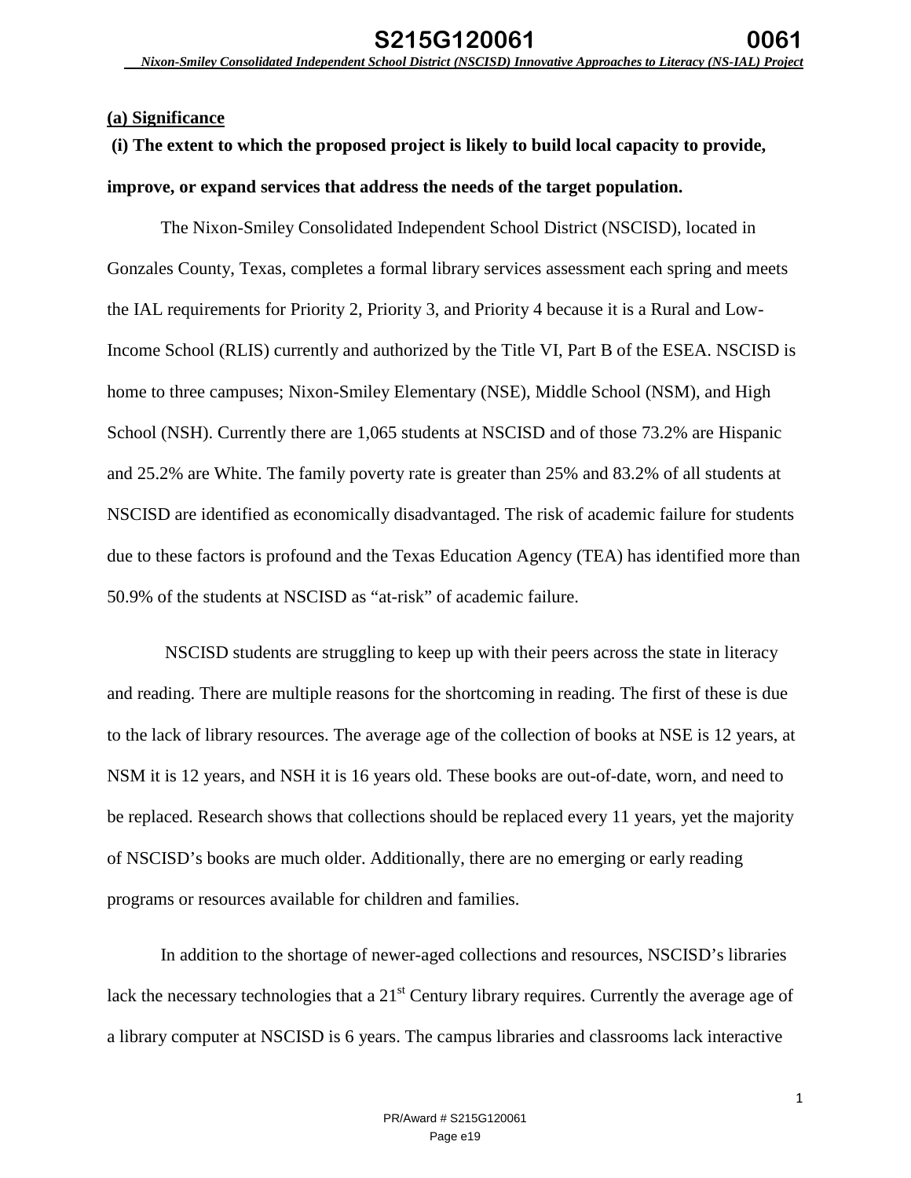## (a) Significance

**(i) The extent to which the proposed project is likely to build local capacity to provide, improve, or expand services that address the needs of the target population.**

The Nixon-Smiley Consolidated Independent School District (NSCISD), located in Gonzales County, Texas, completes a formal library services assessment each spring and meets the IAL requirements for Priority 2, Priority 3, and Priority 4 because it is a Rural and Low-Income School (RLIS) currently and authorized by the Title VI, Part B of the ESEA. NSCISD is home to three campuses; Nixon-Smiley Elementary (NSE), Middle School (NSM), and High School (NSH). Currently there are 1,065 students at NSCISD and of those 73.2% are Hispanic and 25.2% are White. The family poverty rate is greater than 25% and 83.2% of all students at NSCISD are identified as economically disadvantaged. The risk of academic failure for students due to these factors is profound and the Texas Education Agency (TEA) has identified more than 50.9% of the students at NSCISD as "at-risk" of academic failure.

NSCISD students are struggling to keep up with their peers across the state in literacy and reading. There are multiple reasons for the shortcoming in reading. The first of these is due to the lack of library resources. The average age of the collection of books at NSE is 12 years, at NSM it is 12 years, and NSH it is 16 years old. These books are out-of-date, worn, and need to be replaced. Research shows that collections should be replaced every 11 years, yet the majority of NSCISD's books are much older. Additionally, there are no emerging or early reading programs or resources available for children and families.

In addition to the shortage of newer-aged collections and resources, NSCISD's libraries lack the necessary technologies that a 21st Century library requires. Currently the average age of a library computer at NSCISD is 6 years. The campus libraries and classrooms lack interactive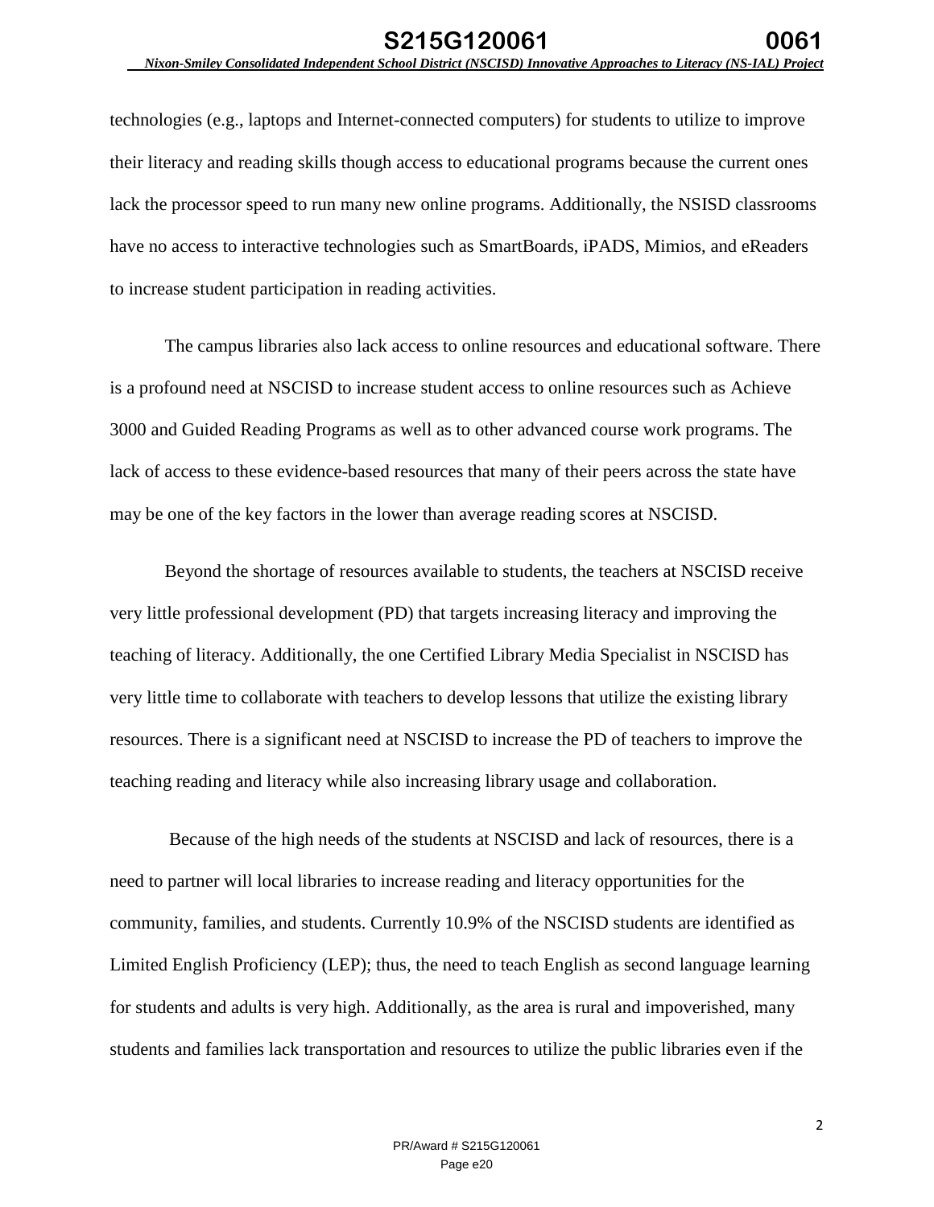technologies (e.g., laptops and Internet-connected computers) for students to utilize to improve their literacy and reading skills though access to educational programs because the current ones lack the processor speed to run many new online programs. Additionally, the NSISD classrooms have no access to interactive technologies such as SmartBoards, iPADS, Mimios, and eReaders to increase student participation in reading activities.

The campus libraries also lack access to online resources and educational software. There is a profound need at NSCISD to increase student access to online resources such as Achieve 3000 and Guided Reading Programs as well as to other advanced course work programs. The lack of access to these evidence-based resources that many of their peers across the state have may be one of the key factors in the lower than average reading scores at NSCISD.

Beyond the shortage of resources available to students, the teachers at NSCISD receive very little professional development (PD) that targets increasing literacy and improving the teaching of literacy. Additionally, the one Certified Library Media Specialist in NSCISD has very little time to collaborate with teachers to develop lessons that utilize the existing library resources. There is a significant need at NSCISD to increase the PD of teachers to improve the teaching reading and literacy while also increasing library usage and collaboration.

Because of the high needs of the students at NSCISD and lack of resources, there is a need to partner will local libraries to increase reading and literacy opportunities for the community, families, and students. Currently 10.9% of the NSCISD students are identified as Limited English Proficiency (LEP); thus, the need to teach English as second language learning for students and adults is very high. Additionally, as the area is rural and impoverished, many students and families lack transportation and resources to utilize the public libraries even if the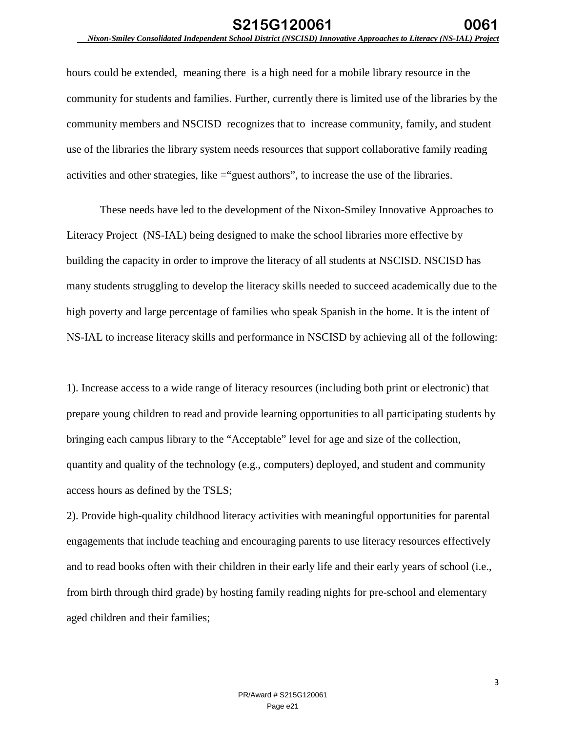hours could be extended, meaning there is a high need for a mobile library resource in the community for students and families. Further, currently there is limited use of the libraries by the community members and NSCISD recognizes that to increase community, family, and student use of the libraries the library system needs resources that support collaborative family reading activities and other strategies, like =“guest authors”, to increase the use of the libraries.

These needs have led to the development of the Nixon-Smiley Innovative Approaches to Literacy Project (NS-IAL) being designed to make the school libraries more effective by building the capacity in order to improve the literacy of all students at NSCISD. NSCISD has many students struggling to develop the literacy skills needed to succeed academically due to the high poverty and large percentage of families who speak Spanish in the home. It is the intent of NS-IAL to increase literacy skills and performance in NSCISD by achieving all of the following:

1). Increase access to a wide range of literacy resources (including both print or electronic) that prepare young children to read and provide learning opportunities to all participating students by bringing each campus library to the “Acceptable” level for age and size of the collection, quantity and quality of the technology (e.g., computers) deployed, and student and community access hours as defined by the TSLS;

2). Provide high-quality childhood literacy activities with meaningful opportunities for parental engagements that include teaching and encouraging parents to use literacy resources effectively and to read books often with their children in their early life and their early years of school (i.e., from birth through third grade) by hosting family reading nights for pre-school and elementary aged children and their families;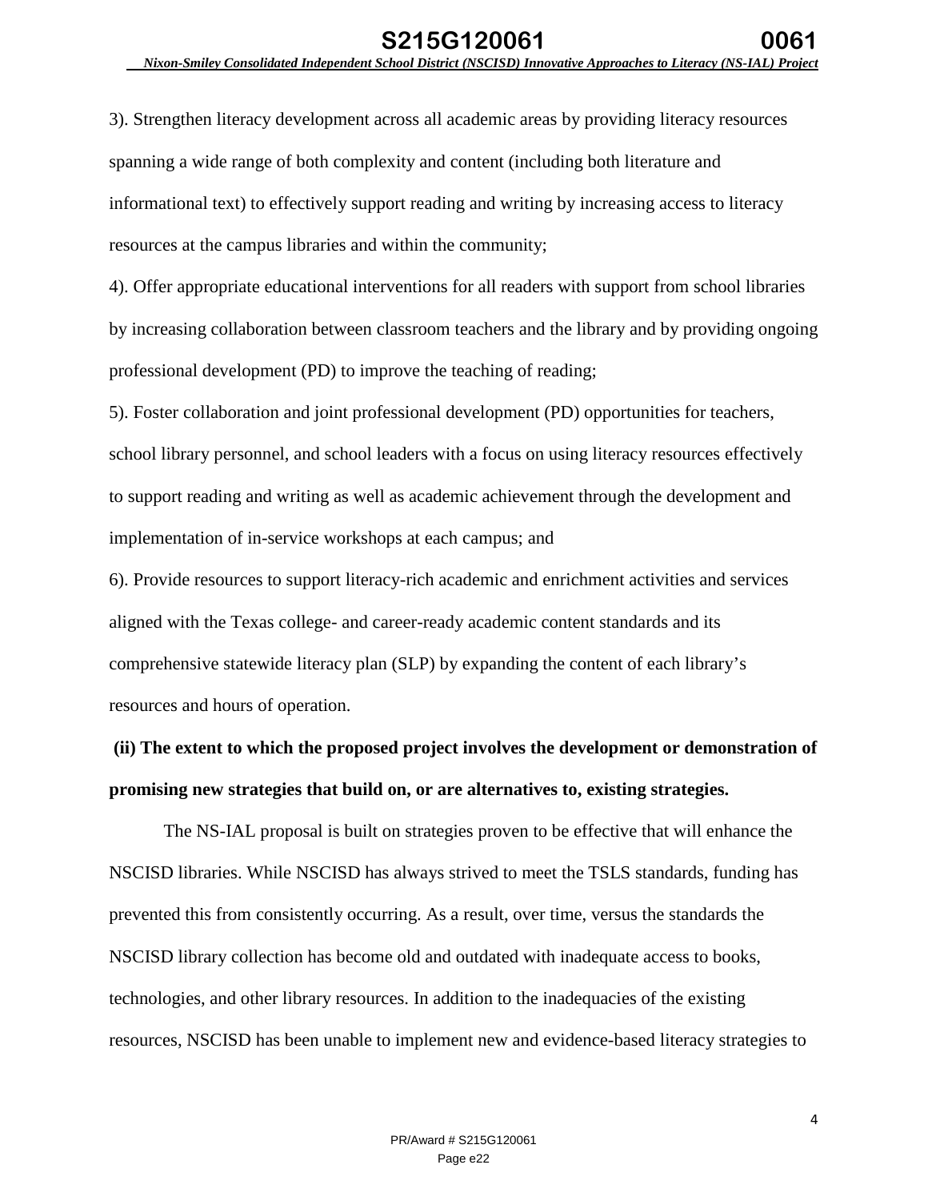3). Strengthen literacy development across all academic areas by providing literacy resources spanning a wide range of both complexity and content (including both literature and informational text) to effectively support reading and writing by increasing access to literacy resources at the campus libraries and within the community;

4). Offer appropriate educational interventions for all readers with support from school libraries by increasing collaboration between classroom teachers and the library and by providing ongoing professional development (PD) to improve the teaching of reading;

5). Foster collaboration and joint professional development (PD) opportunities for teachers, school library personnel, and school leaders with a focus on using literacy resources effectively to support reading and writing as well as academic achievement through the development and implementation of in-service workshops at each campus; and

6). Provide resources to support literacy-rich academic and enrichment activities and services aligned with the Texas college- and career-ready academic content standards and its comprehensive statewide literacy plan (SLP) by expanding the content of each library's resources and hours of operation.

**(ii) The extent to which the proposed project involves the development or demonstration of promising new strategies that build on, or are alternatives to, existing strategies.**

The NS-IAL proposal is built on strategies proven to be effective that will enhance the NSCISD libraries. While NSCISD has always strived to meet the TSLS standards, funding has prevented this from consistently occurring. As a result, over time, versus the standards the NSCISD library collection has become old and outdated with inadequate access to books, technologies, and other library resources. In addition to the inadequacies of the existing resources, NSCISD has been unable to implement new and evidence-based literacy strategies to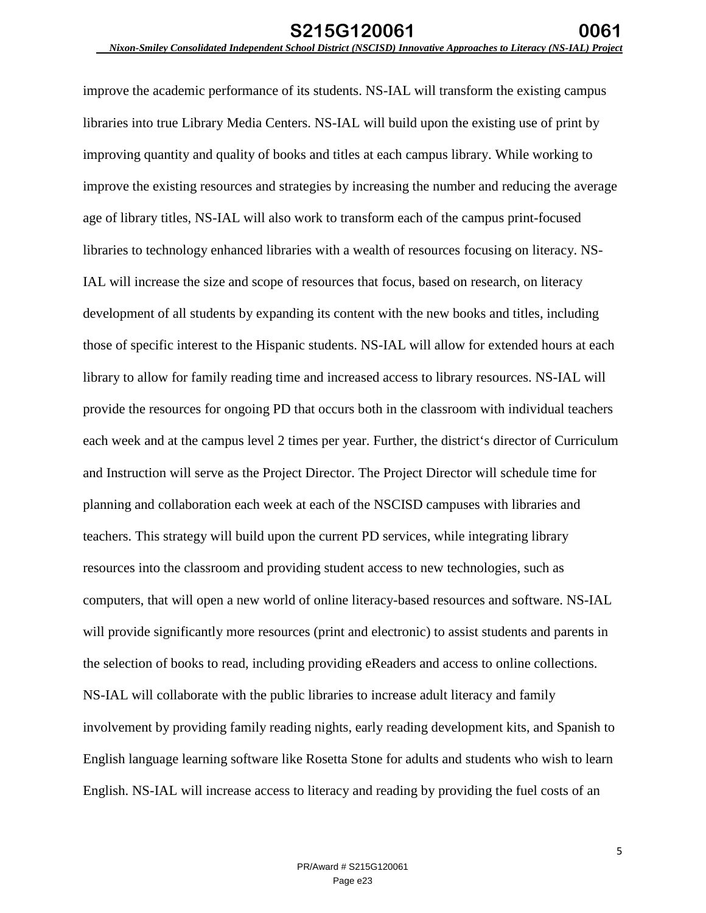improve the academic performance of its students. NS-IAL will transform the existing campus libraries into true Library Media Centers. NS-IAL will build upon the existing use of print by improving quantity and quality of books and titles at each campus library. While working to improve the existing resources and strategies by increasing the number and reducing the average age of library titles, NS-IAL will also work to transform each of the campus print-focused libraries to technology enhanced libraries with a wealth of resources focusing on literacy. NS-IAL will increase the size and scope of resources that focus, based on research, on literacy development of all students by expanding its content with the new books and titles, including those of specific interest to the Hispanic students. NS-IAL will allow for extended hours at each library to allow for family reading time and increased access to library resources. NS-IAL will provide the resources for ongoing PD that occurs both in the classroom with individual teachers each week and at the campus level 2 times per year. Further, the district's director of Curriculum and Instruction will serve as the Project Director. The Project Director will schedule time for planning and collaboration each week at each of the NSCISD campuses with libraries and teachers. This strategy will build upon the current PD services, while integrating library resources into the classroom and providing student access to new technologies, such as computers, that will open a new world of online literacy-based resources and software. NS-IAL will provide significantly more resources (print and electronic) to assist students and parents in the selection of books to read, including providing eReaders and access to online collections. NS-IAL will collaborate with the public libraries to increase adult literacy and family involvement by providing family reading nights, early reading development kits, and Spanish to English language learning software like Rosetta Stone for adults and students who wish to learn English. NS-IAL will increase access to literacy and reading by providing the fuel costs of an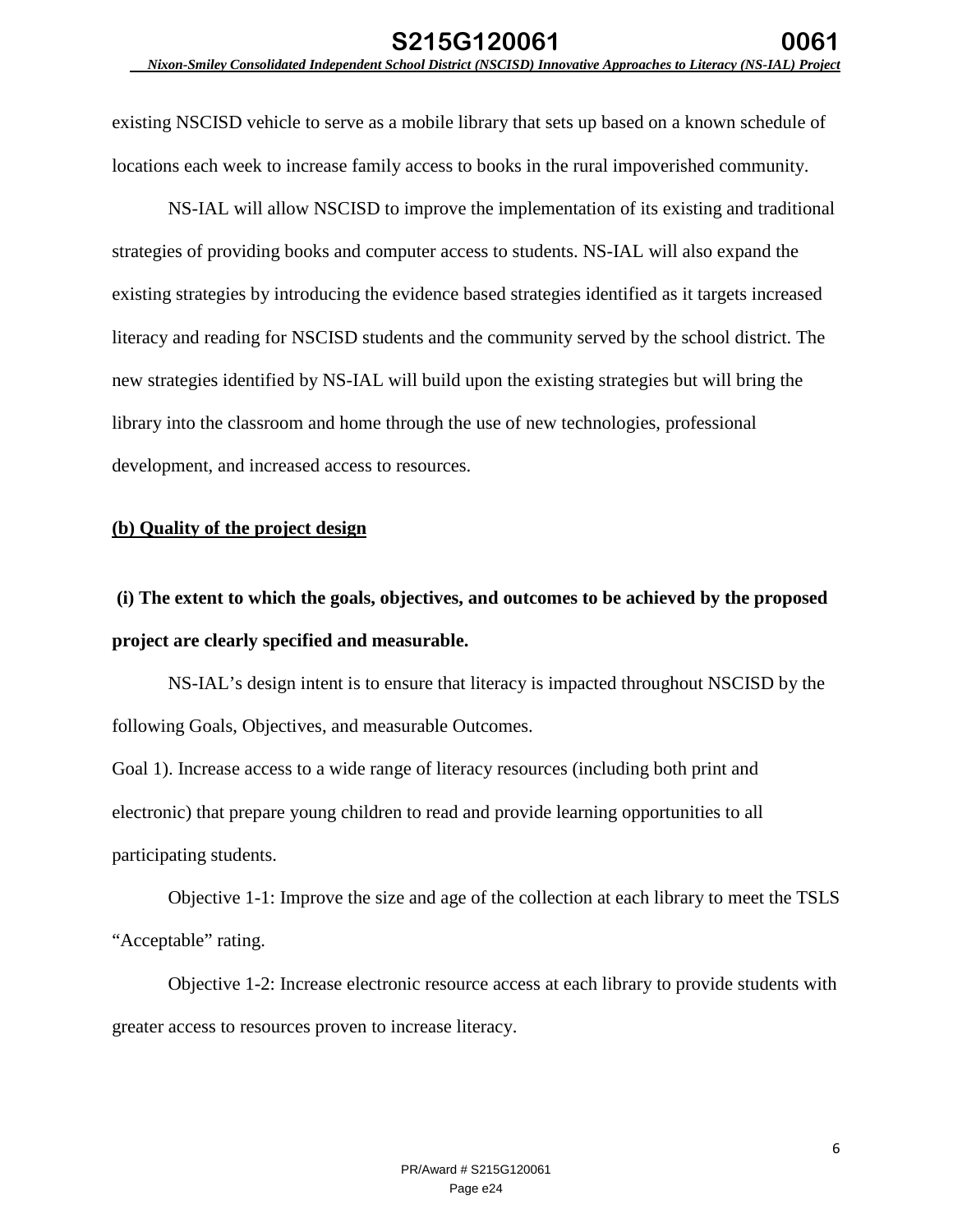existing NSCISD vehicle to serve as a mobile library that sets up based on a known schedule of locations each week to increase family access to books in the rural impoverished community.

NS-IAL will allow NSCISD to improve the implementation of its existing and traditional strategies of providing books and computer access to students. NS-IAL will also expand the existing strategies by introducing the evidence based strategies identified as it targets increased literacy and reading for NSCISD students and the community served by the school district. The new strategies identified by NS-IAL will build upon the existing strategies but will bring the library into the classroom and home through the use of new technologies, professional development, and increased access to resources.

## (b) Quality of the project design

### (i) The extent to which the goals, objectives, and outcomes to be achieved by the proposed project are clearly specified and measurable.

NS-IAL's design intent is to ensure that literacy is impacted throughout NSCISD by the following Goals, Objectives, and measurable Outcomes.

Goal 1). Increase access to a wide range of literacy resources (including both print and electronic) that prepare young children to read and provide learning opportunities to all participating students.

Objective 1-1: Improve the size and age of the collection at each library to meet the TSLS "Acceptable" rating.

Objective 1-2: Increase electronic resource access at each library to provide students with greater access to resources proven to increase literacy.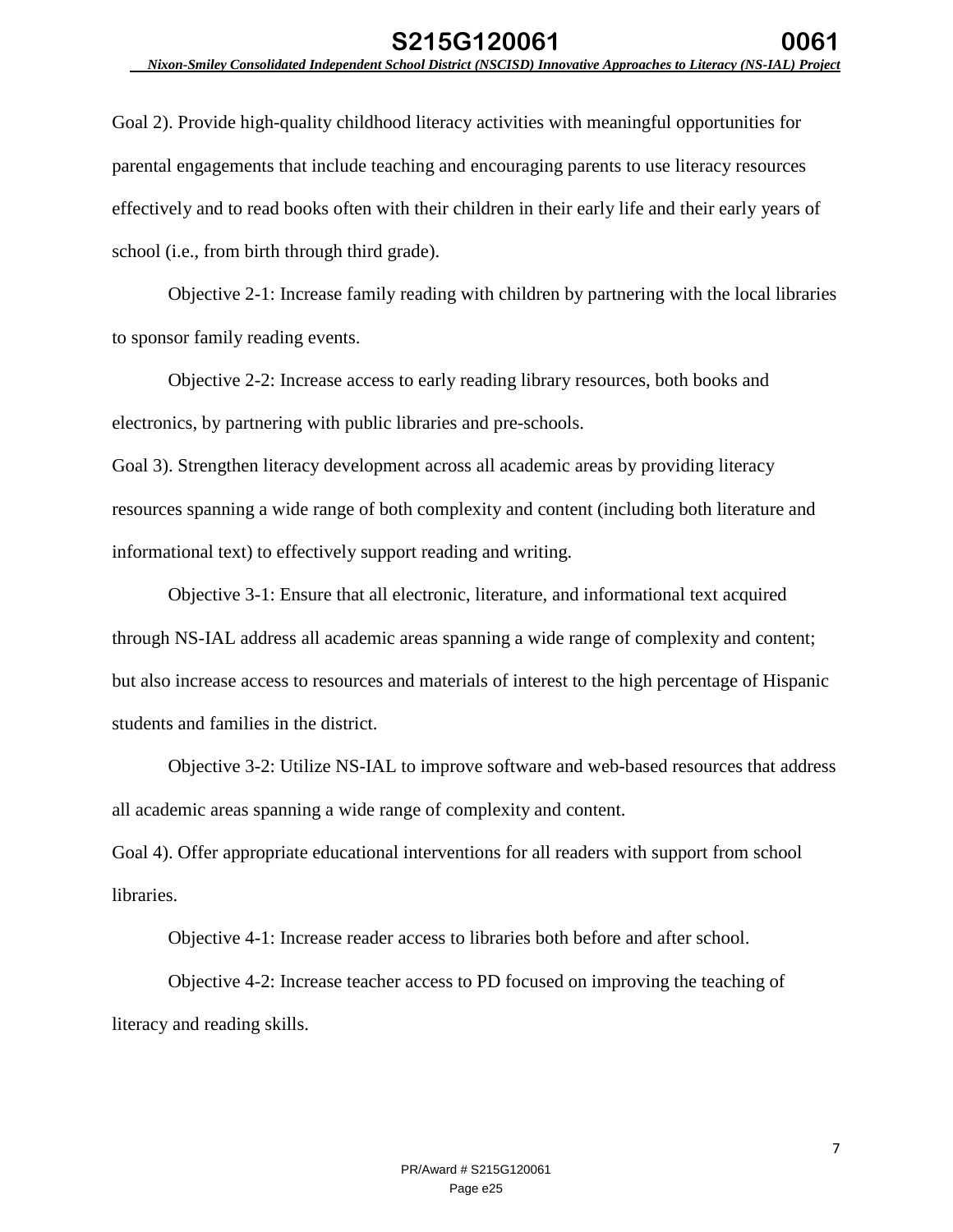Goal 2). Provide high-quality childhood literacy activities with meaningful opportunities for parental engagements that include teaching and encouraging parents to use literacy resources effectively and to read books often with their children in their early life and their early years of school (i.e., from birth through third grade).

Objective 2-1: Increase family reading with children by partnering with the local libraries to sponsor family reading events.

Objective 2-2: Increase access to early reading library resources, both books and electronics, by partnering with public libraries and pre-schools.

Goal 3). Strengthen literacy development across all academic areas by providing literacy resources spanning a wide range of both complexity and content (including both literature and informational text) to effectively support reading and writing.

Objective 3-1: Ensure that all electronic, literature, and informational text acquired through NS-IAL address all academic areas spanning a wide range of complexity and content; but also increase access to resources and materials of interest to the high percentage of Hispanic students and families in the district.

Objective 3-2: Utilize NS-IAL to improve software and web-based resources that address all academic areas spanning a wide range of complexity and content.

Goal 4). Offer appropriate educational interventions for all readers with support from school libraries.

Objective 4-1: Increase reader access to libraries both before and after school.

Objective 4-2: Increase teacher access to PD focused on improving the teaching of literacy and reading skills.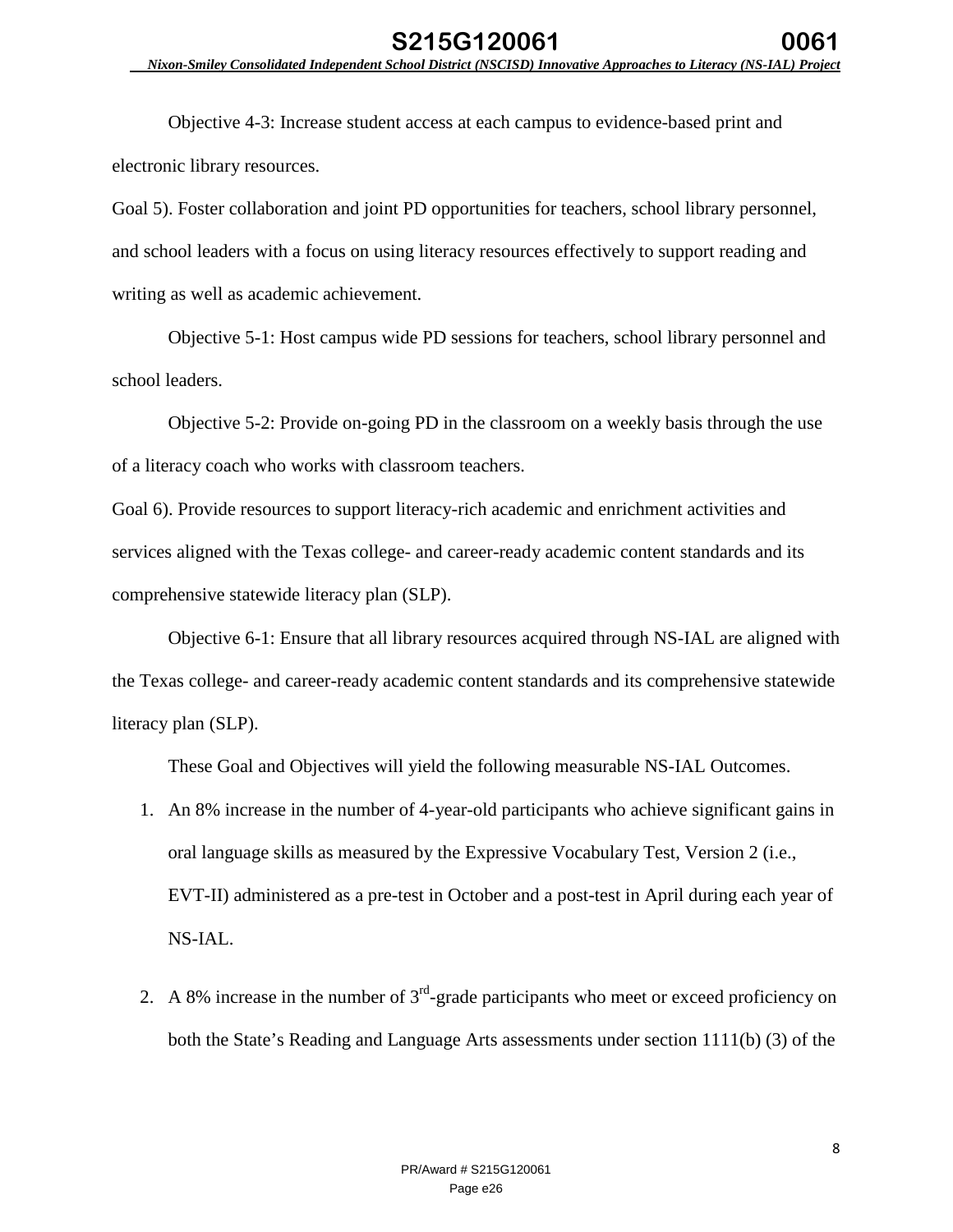Objective 4-3: Increase student access at each campus to evidence-based print and electronic library resources.

Goal 5). Foster collaboration and joint PD opportunities for teachers, school library personnel, and school leaders with a focus on using literacy resources effectively to support reading and writing as well as academic achievement.

Objective 5-1: Host campus wide PD sessions for teachers, school library personnel and school leaders.

Objective 5-2: Provide on-going PD in the classroom on a weekly basis through the use of a literacy coach who works with classroom teachers.

Goal 6). Provide resources to support literacy-rich academic and enrichment activities and services aligned with the Texas college- and career-ready academic content standards and its comprehensive statewide literacy plan (SLP).

Objective 6-1: Ensure that all library resources acquired through NS-IAL are aligned with the Texas college- and career-ready academic content standards and its comprehensive statewide literacy plan (SLP).

These Goal and Objectives will yield the following measurable NS-IAL Outcomes.

1. An 8% increase in the number of 4-year-old participants who achieve significant gains in oral language skills as measured by the Expressive Vocabulary Test, Version 2 (i.e., EVT-II) administered as a pre-test in October and a post-test in April during each year of NS-IAL.
2. A 8% increase in the number of 3rd-grade participants who meet or exceed proficiency on both the State's Reading and Language Arts assessments under section 1111(b) (3) of the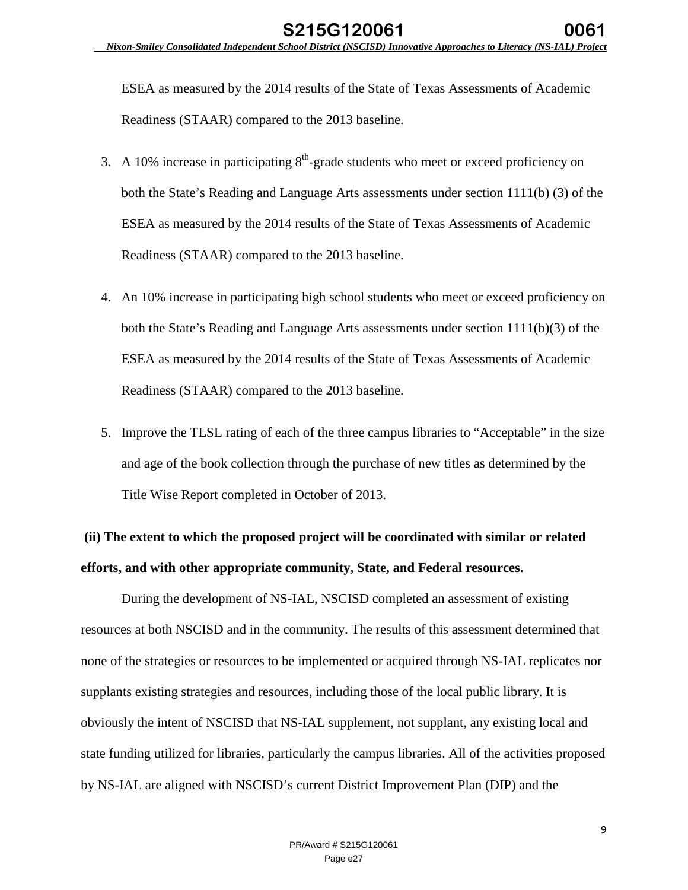ESEA as measured by the 2014 results of the State of Texas Assessments of Academic Readiness (STAAR) compared to the 2013 baseline.

3. A 10% increase in participating 8th-grade students who meet or exceed proficiency on both the State's Reading and Language Arts assessments under section 1111(b) (3) of the ESEA as measured by the 2014 results of the State of Texas Assessments of Academic Readiness (STAAR) compared to the 2013 baseline.

4. An 10% increase in participating high school students who meet or exceed proficiency on both the State's Reading and Language Arts assessments under section 1111(b)(3) of the ESEA as measured by the 2014 results of the State of Texas Assessments of Academic Readiness (STAAR) compared to the 2013 baseline.

5. Improve the TLSL rating of each of the three campus libraries to "Acceptable" in the size and age of the book collection through the purchase of new titles as determined by the Title Wise Report completed in October of 2013.

**(ii) The extent to which the proposed project will be coordinated with similar or related efforts, and with other appropriate community, State, and Federal resources.**

During the development of NS-IAL, NSCISD completed an assessment of existing resources at both NSCISD and in the community. The results of this assessment determined that none of the strategies or resources to be implemented or acquired through NS-IAL replicates nor supplants existing strategies and resources, including those of the local public library. It is obviously the intent of NSCISD that NS-IAL supplement, not supplant, any existing local and state funding utilized for libraries, particularly the campus libraries. All of the activities proposed by NS-IAL are aligned with NSCISD's current District Improvement Plan (DIP) and the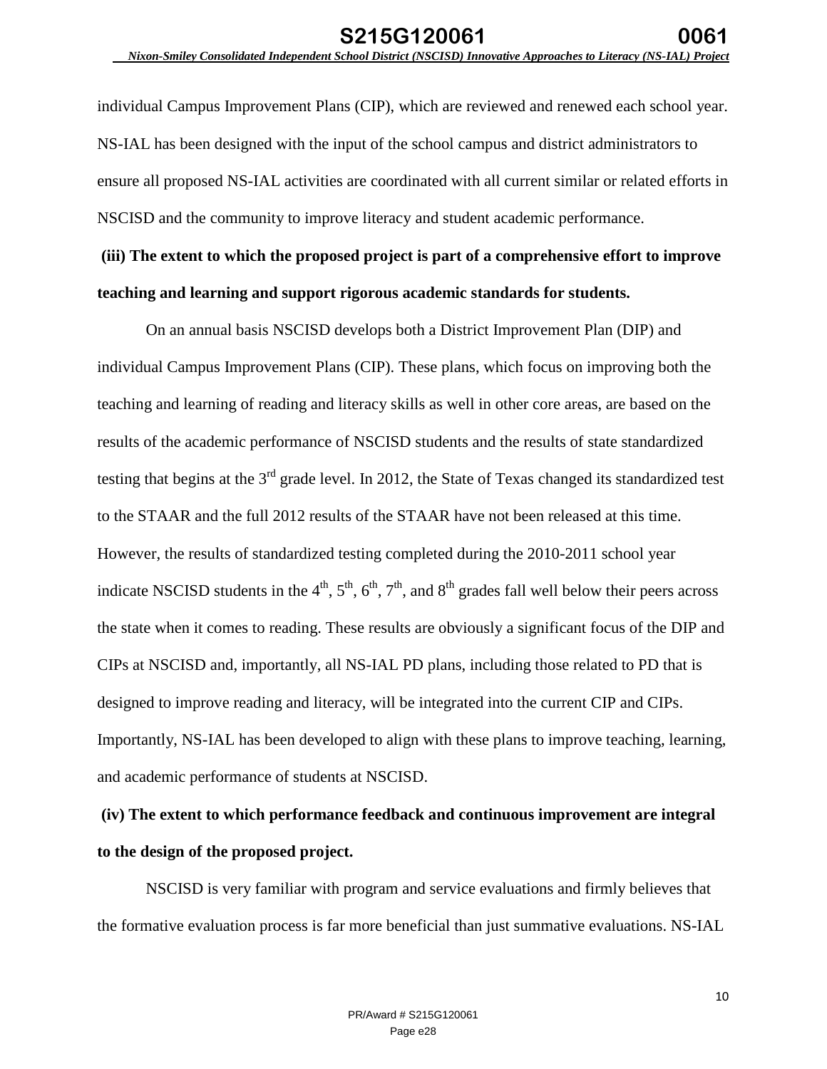individual Campus Improvement Plans (CIP), which are reviewed and renewed each school year. NS-IAL has been designed with the input of the school campus and district administrators to ensure all proposed NS-IAL activities are coordinated with all current similar or related efforts in NSCISD and the community to improve literacy and student academic performance.

**(iii) The extent to which the proposed project is part of a comprehensive effort to improve teaching and learning and support rigorous academic standards for students.**

On an annual basis NSCISD develops both a District Improvement Plan (DIP) and individual Campus Improvement Plans (CIP). These plans, which focus on improving both the teaching and learning of reading and literacy skills as well in other core areas, are based on the results of the academic performance of NSCISD students and the results of state standardized testing that begins at the 3rd grade level. In 2012, the State of Texas changed its standardized test to the STAAR and the full 2012 results of the STAAR have not been released at this time. However, the results of standardized testing completed during the 2010-2011 school year indicate NSCISD students in the 4th, 5th, 6th, 7th, and 8th grades fall well below their peers across the state when it comes to reading. These results are obviously a significant focus of the DIP and CIPs at NSCISD and, importantly, all NS-IAL PD plans, including those related to PD that is designed to improve reading and literacy, will be integrated into the current CIP and CIPs. Importantly, NS-IAL has been developed to align with these plans to improve teaching, learning, and academic performance of students at NSCISD.

**(iv) The extent to which performance feedback and continuous improvement are integral to the design of the proposed project.**

NSCISD is very familiar with program and service evaluations and firmly believes that the formative evaluation process is far more beneficial than just summative evaluations. NS-IAL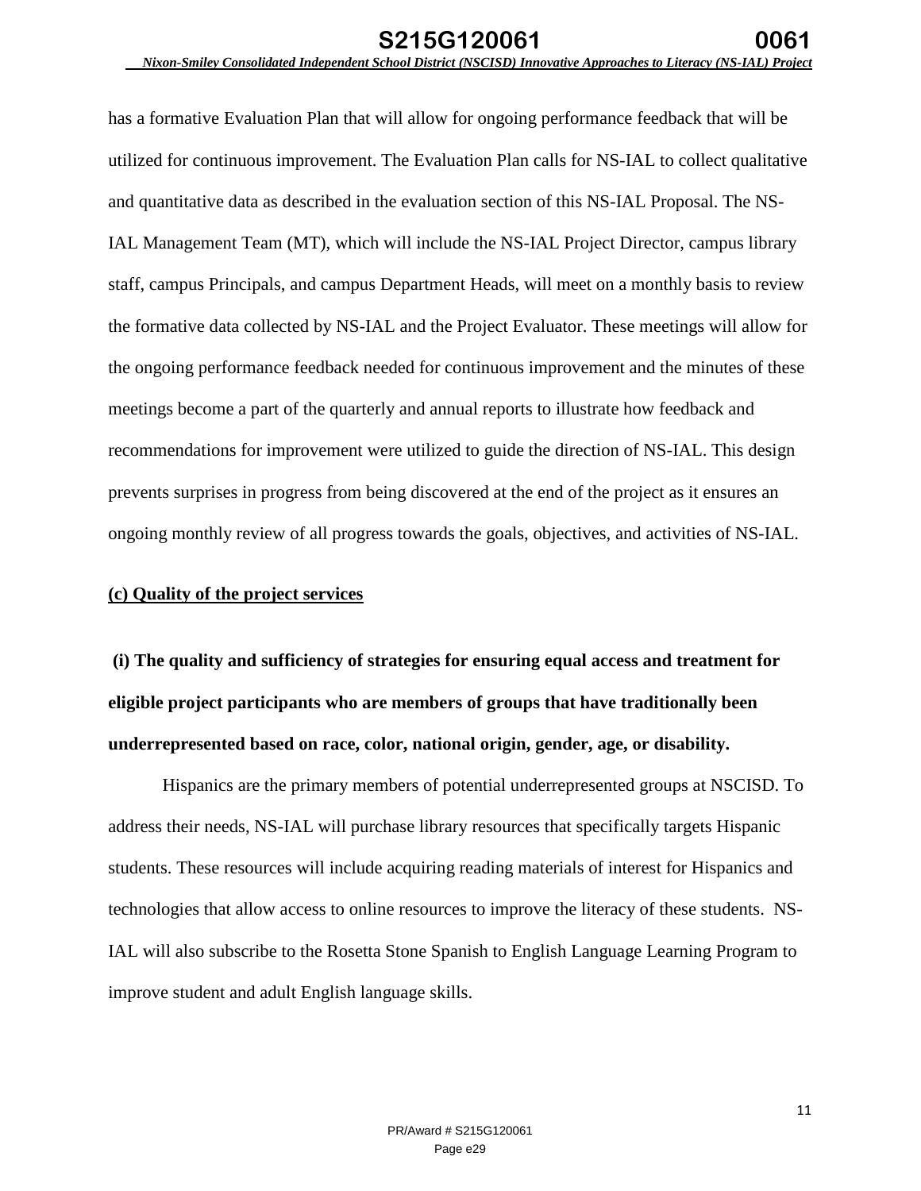has a formative Evaluation Plan that will allow for ongoing performance feedback that will be utilized for continuous improvement. The Evaluation Plan calls for NS-IAL to collect qualitative and quantitative data as described in the evaluation section of this NS-IAL Proposal. The NS-IAL Management Team (MT), which will include the NS-IAL Project Director, campus library staff, campus Principals, and campus Department Heads, will meet on a monthly basis to review the formative data collected by NS-IAL and the Project Evaluator. These meetings will allow for the ongoing performance feedback needed for continuous improvement and the minutes of these meetings become a part of the quarterly and annual reports to illustrate how feedback and recommendations for improvement were utilized to guide the direction of NS-IAL. This design prevents surprises in progress from being discovered at the end of the project as it ensures an ongoing monthly review of all progress towards the goals, objectives, and activities of NS-IAL.

## (c) Quality of the project services

### (i) The quality and sufficiency of strategies for ensuring equal access and treatment for eligible project participants who are members of groups that have traditionally been underrepresented based on race, color, national origin, gender, age, or disability.

Hispanics are the primary members of potential underrepresented groups at NSCISD. To address their needs, NS-IAL will purchase library resources that specifically targets Hispanic students. These resources will include acquiring reading materials of interest for Hispanics and technologies that allow access to online resources to improve the literacy of these students. NS-IAL will also subscribe to the Rosetta Stone Spanish to English Language Learning Program to improve student and adult English language skills.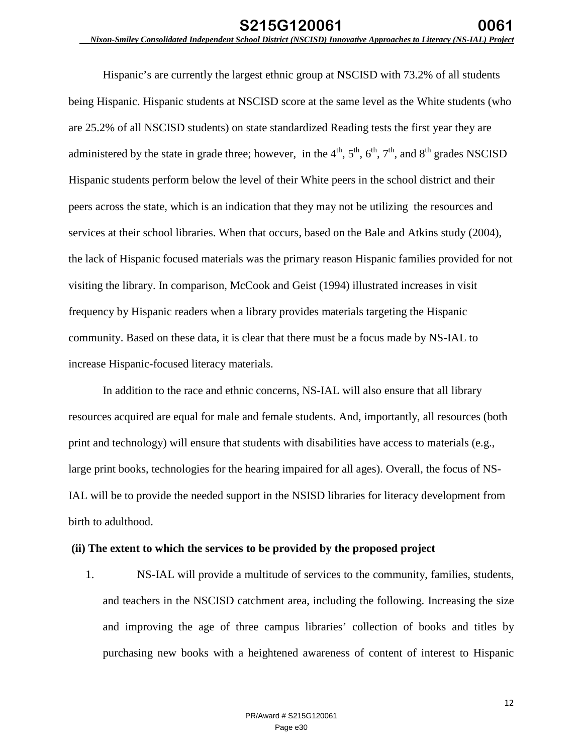Hispanic's are currently the largest ethnic group at NSCISD with 73.2% of all students being Hispanic. Hispanic students at NSCISD score at the same level as the White students (who are 25.2% of all NSCISD students) on state standardized Reading tests the first year they are administered by the state in grade three; however, in the 4th, 5th, 6th, 7th, and 8th grades NSCISD Hispanic students perform below the level of their White peers in the school district and their peers across the state, which is an indication that they may not be utilizing the resources and services at their school libraries. When that occurs, based on the Bale and Atkins study (2004), the lack of Hispanic focused materials was the primary reason Hispanic families provided for not visiting the library. In comparison, McCook and Geist (1994) illustrated increases in visit frequency by Hispanic readers when a library provides materials targeting the Hispanic community. Based on these data, it is clear that there must be a focus made by NS-IAL to increase Hispanic-focused literacy materials.

In addition to the race and ethnic concerns, NS-IAL will also ensure that all library resources acquired are equal for male and female students. And, importantly, all resources (both print and technology) will ensure that students with disabilities have access to materials (e.g., large print books, technologies for the hearing impaired for all ages). Overall, the focus of NS-IAL will be to provide the needed support in the NSISD libraries for literacy development from birth to adulthood.

**(ii) The extent to which the services to be provided by the proposed project**

1. NS-IAL will provide a multitude of services to the community, families, students, and teachers in the NSCISD catchment area, including the following. Increasing the size and improving the age of three campus libraries' collection of books and titles by purchasing new books with a heightened awareness of content of interest to Hispanic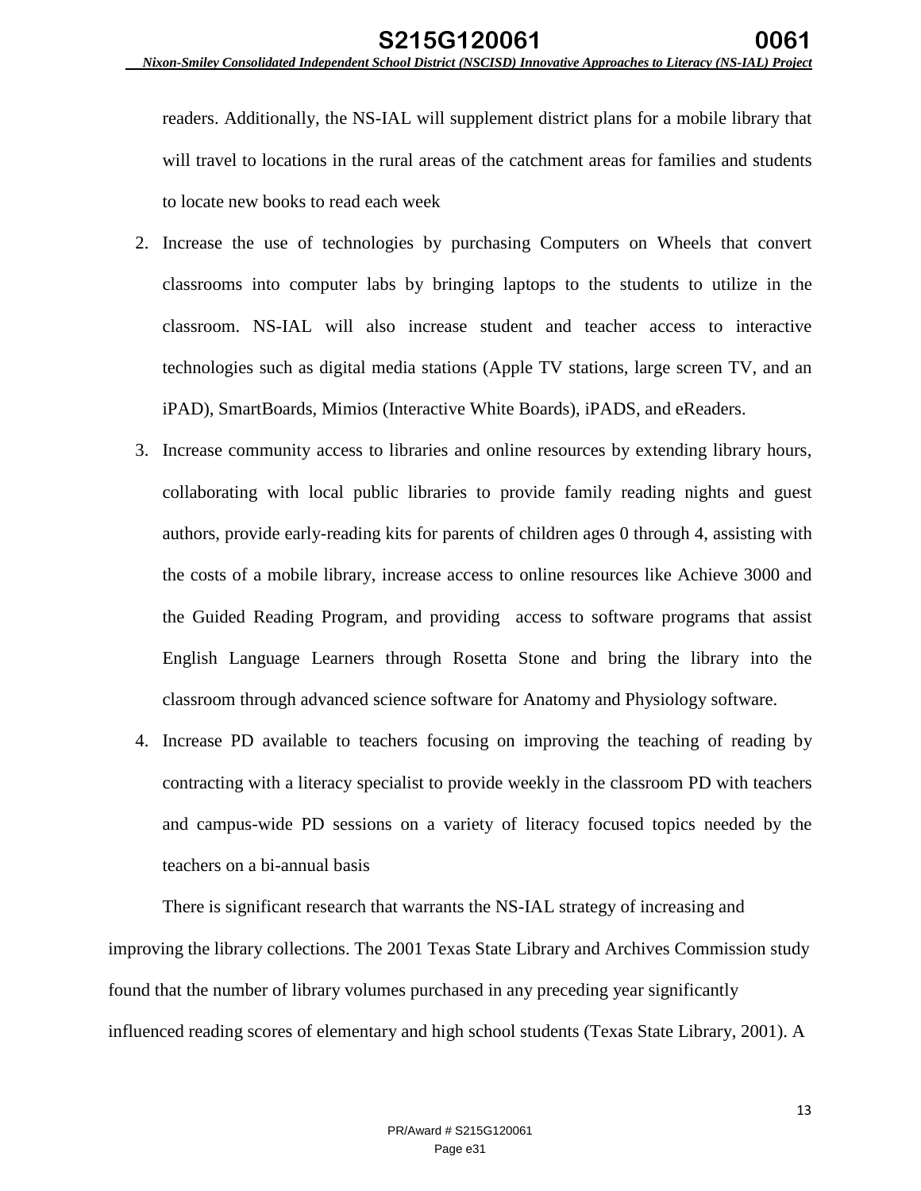readers. Additionally, the NS-IAL will supplement district plans for a mobile library that will travel to locations in the rural areas of the catchment areas for families and students to locate new books to read each week

2. Increase the use of technologies by purchasing Computers on Wheels that convert classrooms into computer labs by bringing laptops to the students to utilize in the classroom. NS-IAL will also increase student and teacher access to interactive technologies such as digital media stations (Apple TV stations, large screen TV, and an iPAD), SmartBoards, Mimios (Interactive White Boards), iPADS, and eReaders.
3. Increase community access to libraries and online resources by extending library hours, collaborating with local public libraries to provide family reading nights and guest authors, provide early-reading kits for parents of children ages 0 through 4, assisting with the costs of a mobile library, increase access to online resources like Achieve 3000 and the Guided Reading Program, and providing access to software programs that assist English Language Learners through Rosetta Stone and bring the library into the classroom through advanced science software for Anatomy and Physiology software.
4. Increase PD available to teachers focusing on improving the teaching of reading by contracting with a literacy specialist to provide weekly in the classroom PD with teachers and campus-wide PD sessions on a variety of literacy focused topics needed by the teachers on a bi-annual basis

There is significant research that warrants the NS-IAL strategy of increasing and improving the library collections. The 2001 Texas State Library and Archives Commission study found that the number of library volumes purchased in any preceding year significantly influenced reading scores of elementary and high school students (Texas State Library, 2001). A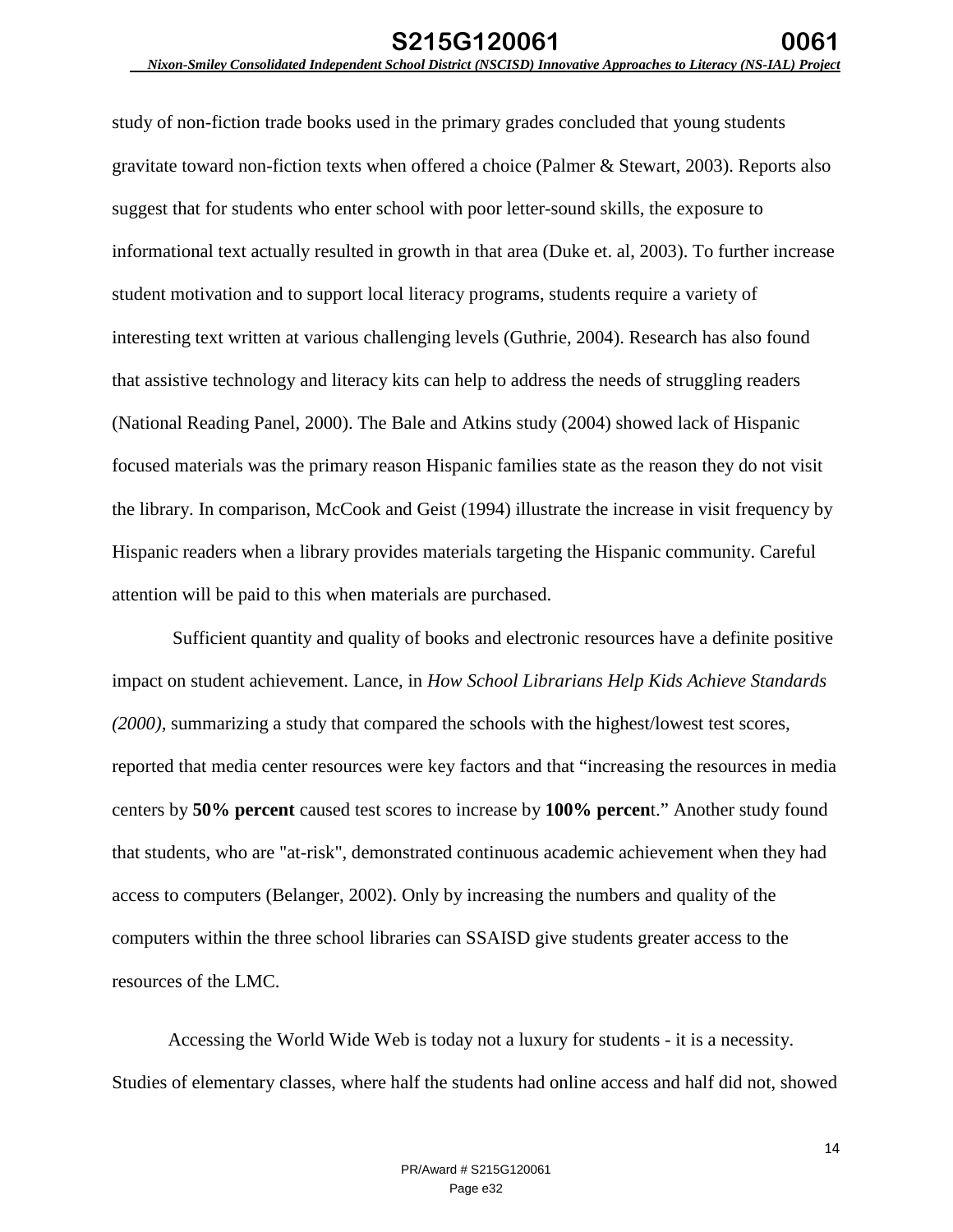study of non-fiction trade books used in the primary grades concluded that young students gravitate toward non-fiction texts when offered a choice (Palmer & Stewart, 2003). Reports also suggest that for students who enter school with poor letter-sound skills, the exposure to informational text actually resulted in growth in that area (Duke et. al, 2003). To further increase student motivation and to support local literacy programs, students require a variety of interesting text written at various challenging levels (Guthrie, 2004). Research has also found that assistive technology and literacy kits can help to address the needs of struggling readers (National Reading Panel, 2000). The Bale and Atkins study (2004) showed lack of Hispanic focused materials was the primary reason Hispanic families state as the reason they do not visit the library. In comparison, McCook and Geist (1994) illustrate the increase in visit frequency by Hispanic readers when a library provides materials targeting the Hispanic community. Careful attention will be paid to this when materials are purchased.

Sufficient quantity and quality of books and electronic resources have a definite positive impact on student achievement. Lance, in *How School Librarians Help Kids Achieve Standards (2000),* summarizing a study that compared the schools with the highest/lowest test scores, reported that media center resources were key factors and that "increasing the resources in media centers by **50% percent** caused test scores to increase by **100% percen**t." Another study found that students, who are "at-risk", demonstrated continuous academic achievement when they had access to computers (Belanger, 2002). Only by increasing the numbers and quality of the computers within the three school libraries can SSAISD give students greater access to the resources of the LMC.

Accessing the World Wide Web is today not a luxury for students - it is a necessity. Studies of elementary classes, where half the students had online access and half did not, showed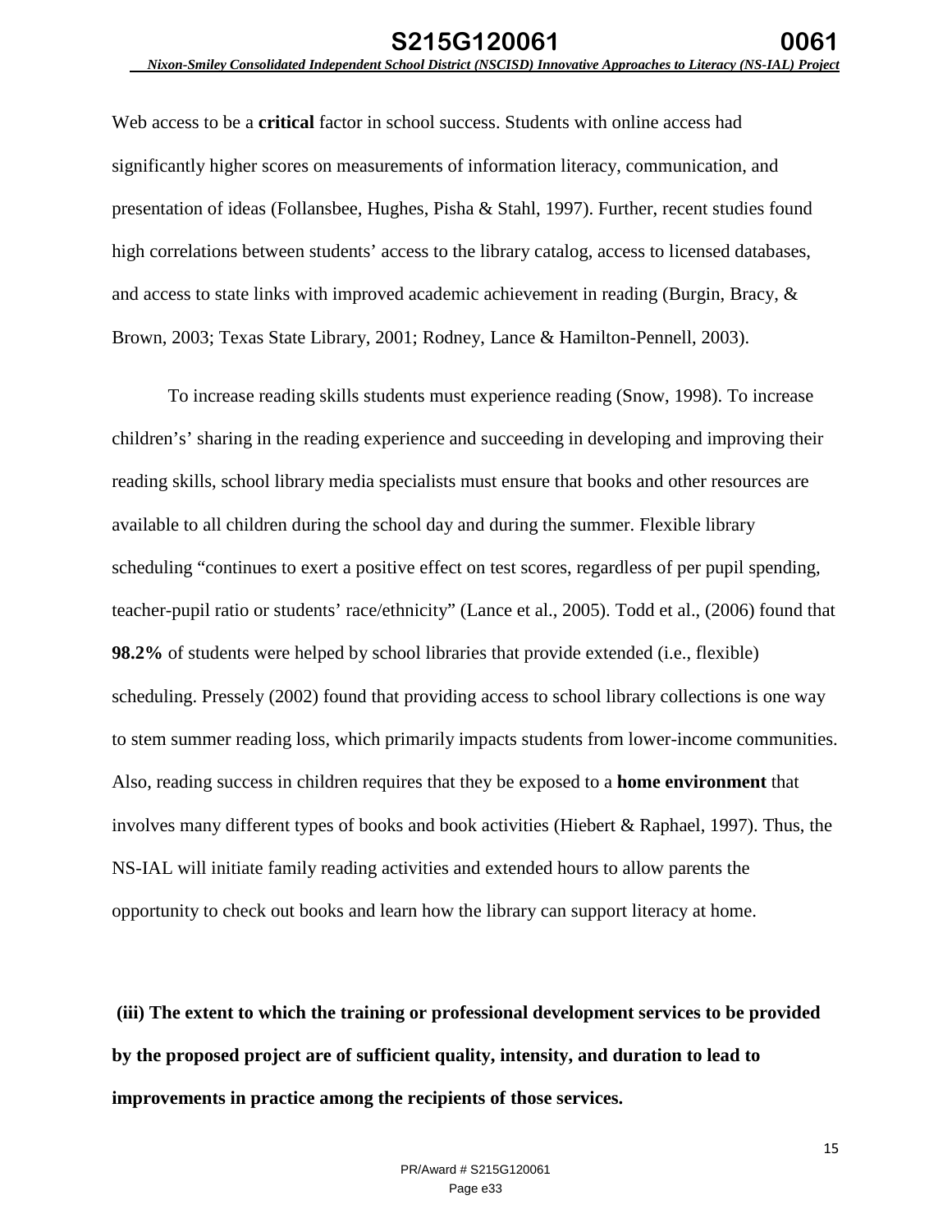Web access to be a **critical** factor in school success. Students with online access had significantly higher scores on measurements of information literacy, communication, and presentation of ideas (Follansbee, Hughes, Pisha & Stahl, 1997). Further, recent studies found high correlations between students' access to the library catalog, access to licensed databases, and access to state links with improved academic achievement in reading (Burgin, Bracy, & Brown, 2003; Texas State Library, 2001; Rodney, Lance & Hamilton-Pennell, 2003).

To increase reading skills students must experience reading (Snow, 1998). To increase children's' sharing in the reading experience and succeeding in developing and improving their reading skills, school library media specialists must ensure that books and other resources are available to all children during the school day and during the summer. Flexible library scheduling "continues to exert a positive effect on test scores, regardless of per pupil spending, teacher-pupil ratio or students' race/ethnicity" (Lance et al., 2005). Todd et al., (2006) found that **98.2%** of students were helped by school libraries that provide extended (i.e., flexible) scheduling. Pressely (2002) found that providing access to school library collections is one way to stem summer reading loss, which primarily impacts students from lower-income communities. Also, reading success in children requires that they be exposed to a **home environment** that involves many different types of books and book activities (Hiebert & Raphael, 1997). Thus, the NS-IAL will initiate family reading activities and extended hours to allow parents the opportunity to check out books and learn how the library can support literacy at home.

**(iii) The extent to which the training or professional development services to be provided by the proposed project are of sufficient quality, intensity, and duration to lead to improvements in practice among the recipients of those services.**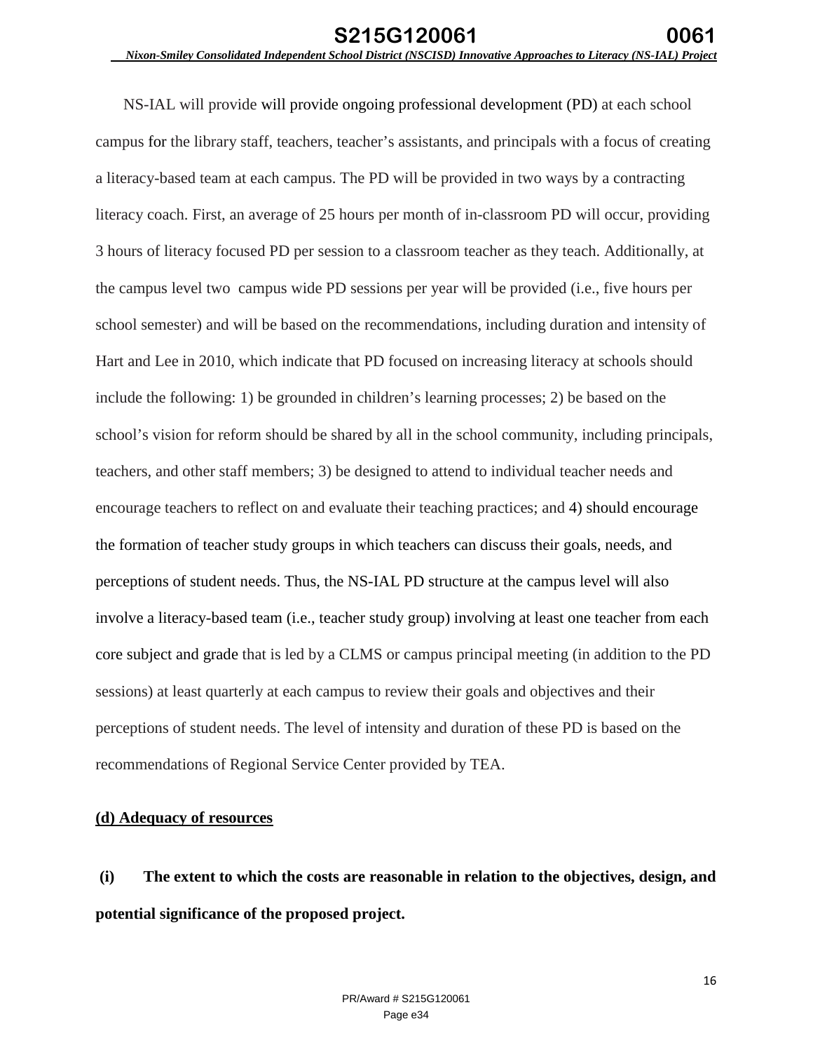NS-IAL will provide will provide ongoing professional development (PD) at each school campus for the library staff, teachers, teacher's assistants, and principals with a focus of creating a literacy-based team at each campus. The PD will be provided in two ways by a contracting literacy coach. First, an average of 25 hours per month of in-classroom PD will occur, providing 3 hours of literacy focused PD per session to a classroom teacher as they teach. Additionally, at the campus level two campus wide PD sessions per year will be provided (i.e., five hours per school semester) and will be based on the recommendations, including duration and intensity of Hart and Lee in 2010, which indicate that PD focused on increasing literacy at schools should include the following: 1) be grounded in children's learning processes; 2) be based on the school's vision for reform should be shared by all in the school community, including principals, teachers, and other staff members; 3) be designed to attend to individual teacher needs and encourage teachers to reflect on and evaluate their teaching practices; and 4) should encourage the formation of teacher study groups in which teachers can discuss their goals, needs, and perceptions of student needs. Thus, the NS-IAL PD structure at the campus level will also involve a literacy-based team (i.e., teacher study group) involving at least one teacher from each core subject and grade that is led by a CLMS or campus principal meeting (in addition to the PD sessions) at least quarterly at each campus to review their goals and objectives and their perceptions of student needs. The level of intensity and duration of these PD is based on the recommendations of Regional Service Center provided by TEA.

**(d) Adequacy of resources**

**(i) The extent to which the costs are reasonable in relation to the objectives, design, and potential significance of the proposed project.**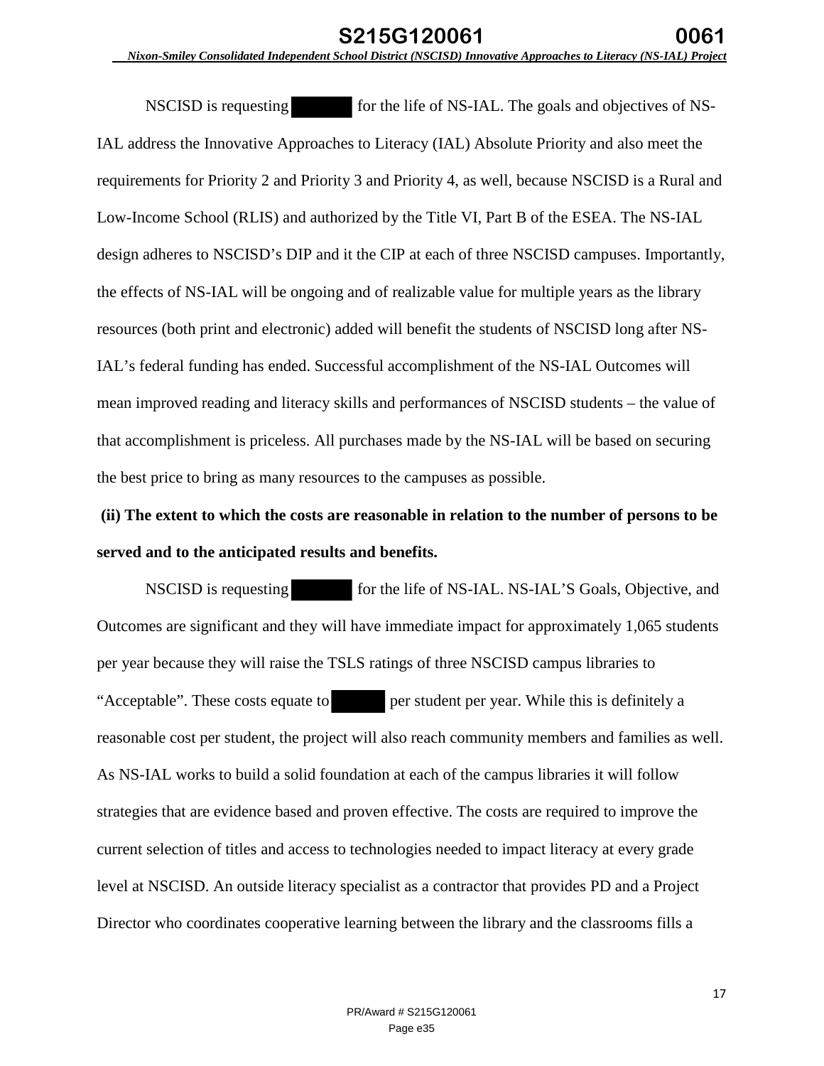NSCISD is requesting [redacted] for the life of NS-IAL. The goals and objectives of NS-IAL address the Innovative Approaches to Literacy (IAL) Absolute Priority and also meet the requirements for Priority 2 and Priority 3 and Priority 4, as well, because NSCISD is a Rural and Low-Income School (RLIS) and authorized by the Title VI, Part B of the ESEA. The NS-IAL design adheres to NSCISD's DIP and it the CIP at each of three NSCISD campuses. Importantly, the effects of NS-IAL will be ongoing and of realizable value for multiple years as the library resources (both print and electronic) added will benefit the students of NSCISD long after NS-IAL's federal funding has ended. Successful accomplishment of the NS-IAL Outcomes will mean improved reading and literacy skills and performances of NSCISD students – the value of that accomplishment is priceless. All purchases made by the NS-IAL will be based on securing the best price to bring as many resources to the campuses as possible.

**(ii) The extent to which the costs are reasonable in relation to the number of persons to be served and to the anticipated results and benefits.**

NSCISD is requesting [redacted] for the life of NS-IAL. NS-IAL'S Goals, Objective, and Outcomes are significant and they will have immediate impact for approximately 1,065 students per year because they will raise the TSLS ratings of three NSCISD campus libraries to "Acceptable". These costs equate to [redacted] per student per year. While this is definitely a reasonable cost per student, the project will also reach community members and families as well. As NS-IAL works to build a solid foundation at each of the campus libraries it will follow strategies that are evidence based and proven effective. The costs are required to improve the current selection of titles and access to technologies needed to impact literacy at every grade level at NSCISD. An outside literacy specialist as a contractor that provides PD and a Project Director who coordinates cooperative learning between the library and the classrooms fills a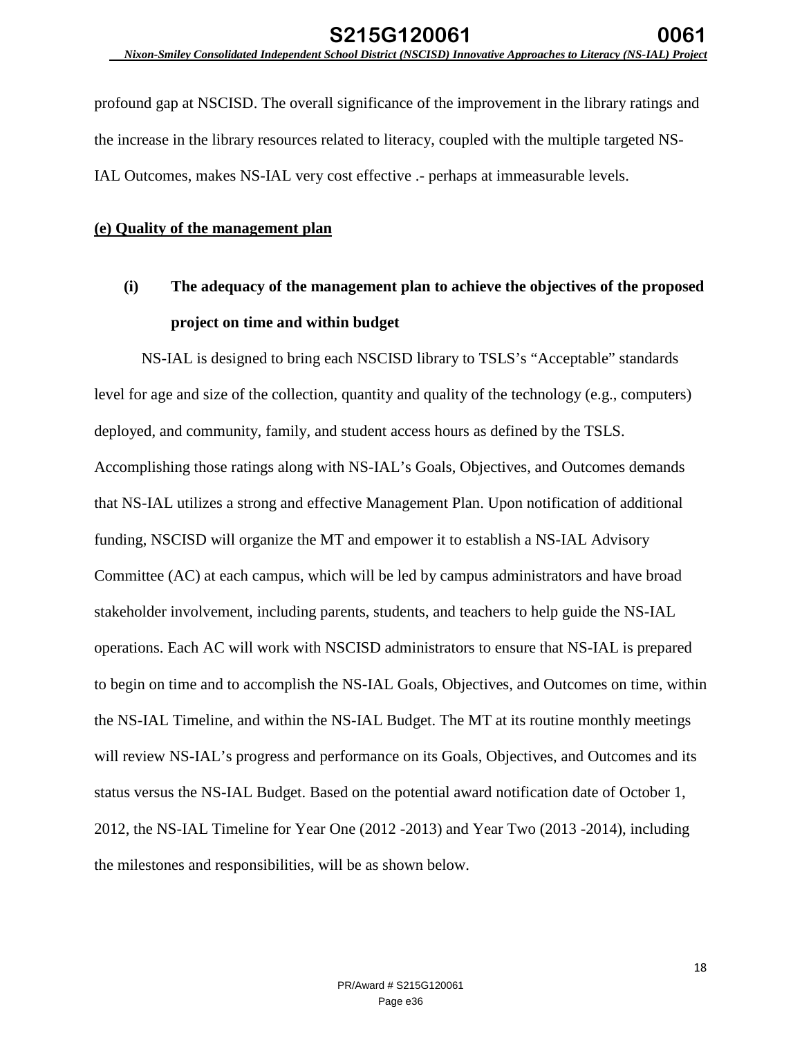profound gap at NSCISD. The overall significance of the improvement in the library ratings and the increase in the library resources related to literacy, coupled with the multiple targeted NS-IAL Outcomes, makes NS-IAL very cost effective .- perhaps at immeasurable levels.

**(e) Quality of the management plan**

### (i) The adequacy of the management plan to achieve the objectives of the proposed project on time and within budget

NS-IAL is designed to bring each NSCISD library to TSLS's "Acceptable" standards level for age and size of the collection, quantity and quality of the technology (e.g., computers) deployed, and community, family, and student access hours as defined by the TSLS. Accomplishing those ratings along with NS-IAL's Goals, Objectives, and Outcomes demands that NS-IAL utilizes a strong and effective Management Plan. Upon notification of additional funding, NSCISD will organize the MT and empower it to establish a NS-IAL Advisory Committee (AC) at each campus, which will be led by campus administrators and have broad stakeholder involvement, including parents, students, and teachers to help guide the NS-IAL operations. Each AC will work with NSCISD administrators to ensure that NS-IAL is prepared to begin on time and to accomplish the NS-IAL Goals, Objectives, and Outcomes on time, within the NS-IAL Timeline, and within the NS-IAL Budget. The MT at its routine monthly meetings will review NS-IAL's progress and performance on its Goals, Objectives, and Outcomes and its status versus the NS-IAL Budget. Based on the potential award notification date of October 1, 2012, the NS-IAL Timeline for Year One (2012 -2013) and Year Two (2013 -2014), including the milestones and responsibilities, will be as shown below.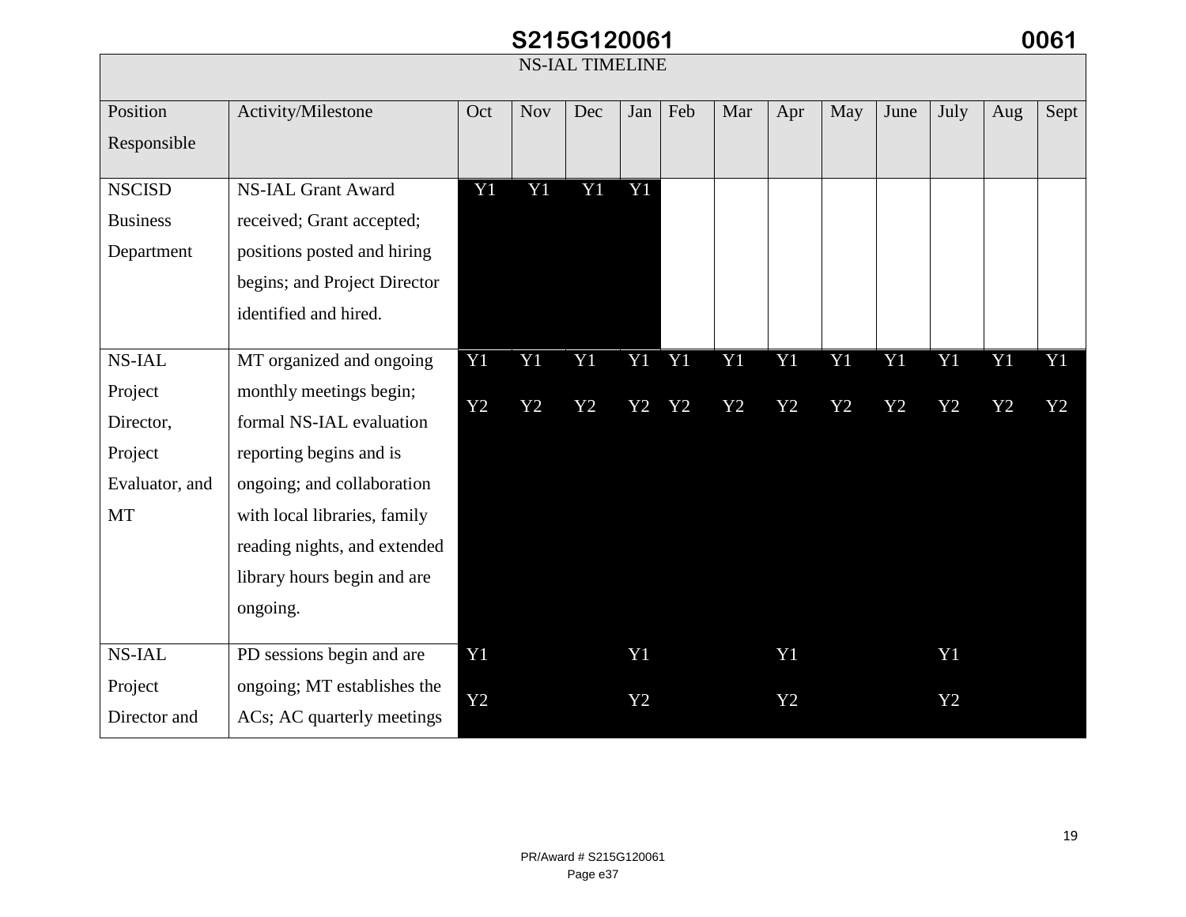| NS-IAL TIMELINE | | | | | | | | | | | | | |
|---|---|---|---|---|---|---|---|---|---|---|---|---|---|
| Position Responsible | Activity/Milestone | Oct | Nov | Dec | Jan | Feb | Mar | Apr | May | June | July | Aug | Sept |
| NSCISD Business Department | NS-IAL Grant Award received; Grant accepted; positions posted and hiring begins; and Project Director identified and hired. | Y1 | Y1 | Y1 | Y1 | | | | | | | | |
| NS-IAL Project Director, Project Evaluator, and MT | MT organized and ongoing monthly meetings begin; formal NS-IAL evaluation reporting begins and is ongoing; and collaboration with local libraries, family reading nights, and extended library hours begin and are ongoing. | Y1 Y2 | Y1 Y2 | Y1 Y2 | Y1 Y2 | Y1 Y2 | Y1 Y2 | Y1 Y2 | Y1 Y2 | Y1 Y2 | Y1 Y2 | Y1 Y2 | Y1 Y2 |
| NS-IAL Project Director and | PD sessions begin and are ongoing; MT establishes the ACs; AC quarterly meetings | Y1 Y2 | | | Y1 Y2 | | | Y1 Y2 | | | Y1 Y2 | | |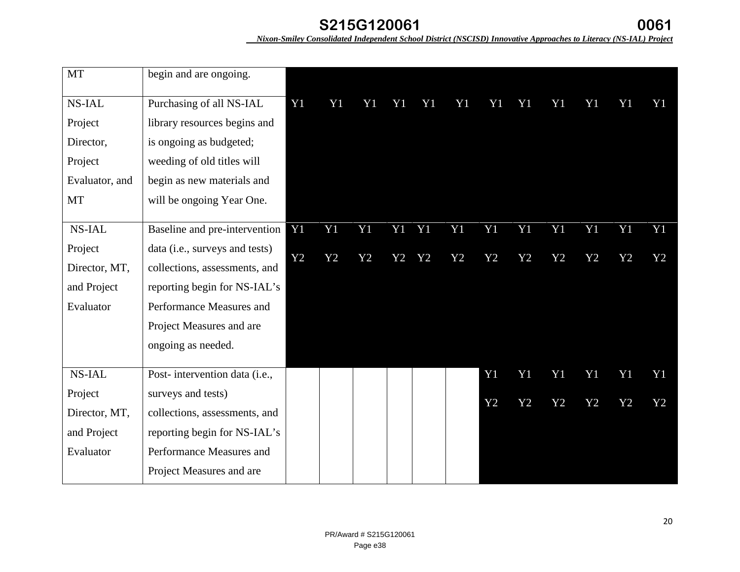| MT | begin and are ongoing. | | | | | | | | | | | | |
|---|---|---|---|---|---|---|---|---|---|---|---|---|---|
| NS-IAL Project Director, Project Evaluator, and MT | Purchasing of all NS-IAL library resources begins and is ongoing as budgeted; weeding of old titles will begin as new materials and will be ongoing Year One. | Y1 | Y1 | Y1 | Y1 | Y1 | Y1 | Y1 | Y1 | Y1 | Y1 | Y1 | Y1 |
| NS-IAL Project Director, MT, and Project Evaluator | Baseline and pre-intervention data (i.e., surveys and tests) collections, assessments, and reporting begin for NS-IAL's Performance Measures and Project Measures and are ongoing as needed. | Y1 Y2 | Y1 Y2 | Y1 Y2 | Y1 Y2 | Y1 Y2 | Y1 Y2 | Y1 Y2 | Y1 Y2 | Y1 Y2 | Y1 Y2 | Y1 Y2 | Y1 Y2 |
| NS-IAL Project Director, MT, and Project Evaluator | Post- intervention data (i.e., surveys and tests) collections, assessments, and reporting begin for NS-IAL's Performance Measures and Project Measures and are | | | | | | | Y1 Y2 | Y1 Y2 | Y1 Y2 | Y1 Y2 | Y1 Y2 | Y1 Y2 |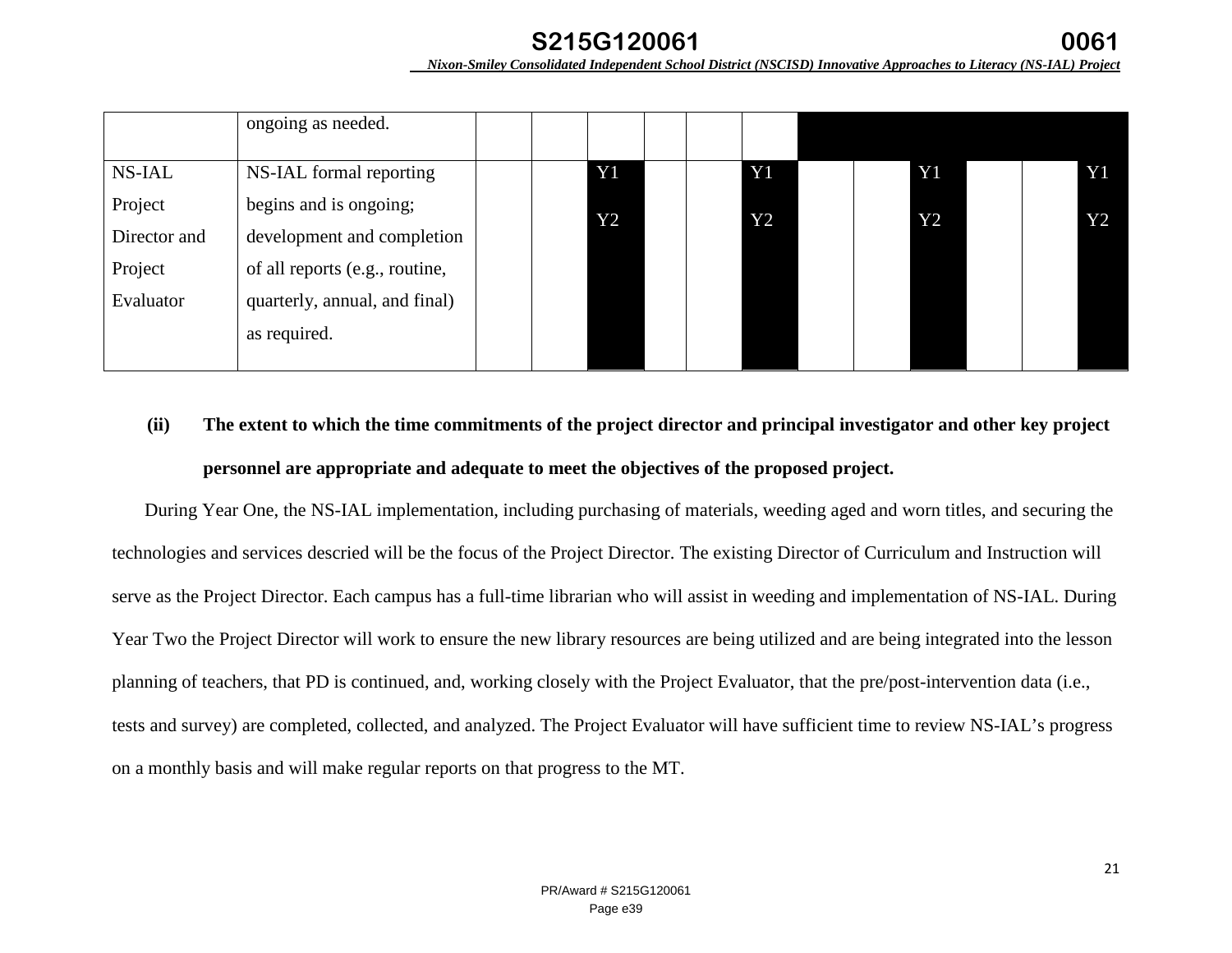| | ongoing as needed. | | | | | | | | | | | | |
|---|---|---|---|---|---|---|---|---|---|---|---|---|---|
| NS-IAL Project Director and Project Evaluator | NS-IAL formal reporting begins and is ongoing; development and completion of all reports (e.g., routine, quarterly, annual, and final) as required. | | | Y1 Y2 | | | Y1 Y2 | | | Y1 Y2 | | | Y1 Y2 |

**(ii) The extent to which the time commitments of the project director and principal investigator and other key project personnel are appropriate and adequate to meet the objectives of the proposed project.**

During Year One, the NS-IAL implementation, including purchasing of materials, weeding aged and worn titles, and securing the technologies and services descried will be the focus of the Project Director. The existing Director of Curriculum and Instruction will serve as the Project Director. Each campus has a full-time librarian who will assist in weeding and implementation of NS-IAL. During Year Two the Project Director will work to ensure the new library resources are being utilized and are being integrated into the lesson planning of teachers, that PD is continued, and, working closely with the Project Evaluator, that the pre/post-intervention data (i.e., tests and survey) are completed, collected, and analyzed. The Project Evaluator will have sufficient time to review NS-IAL's progress on a monthly basis and will make regular reports on that progress to the MT.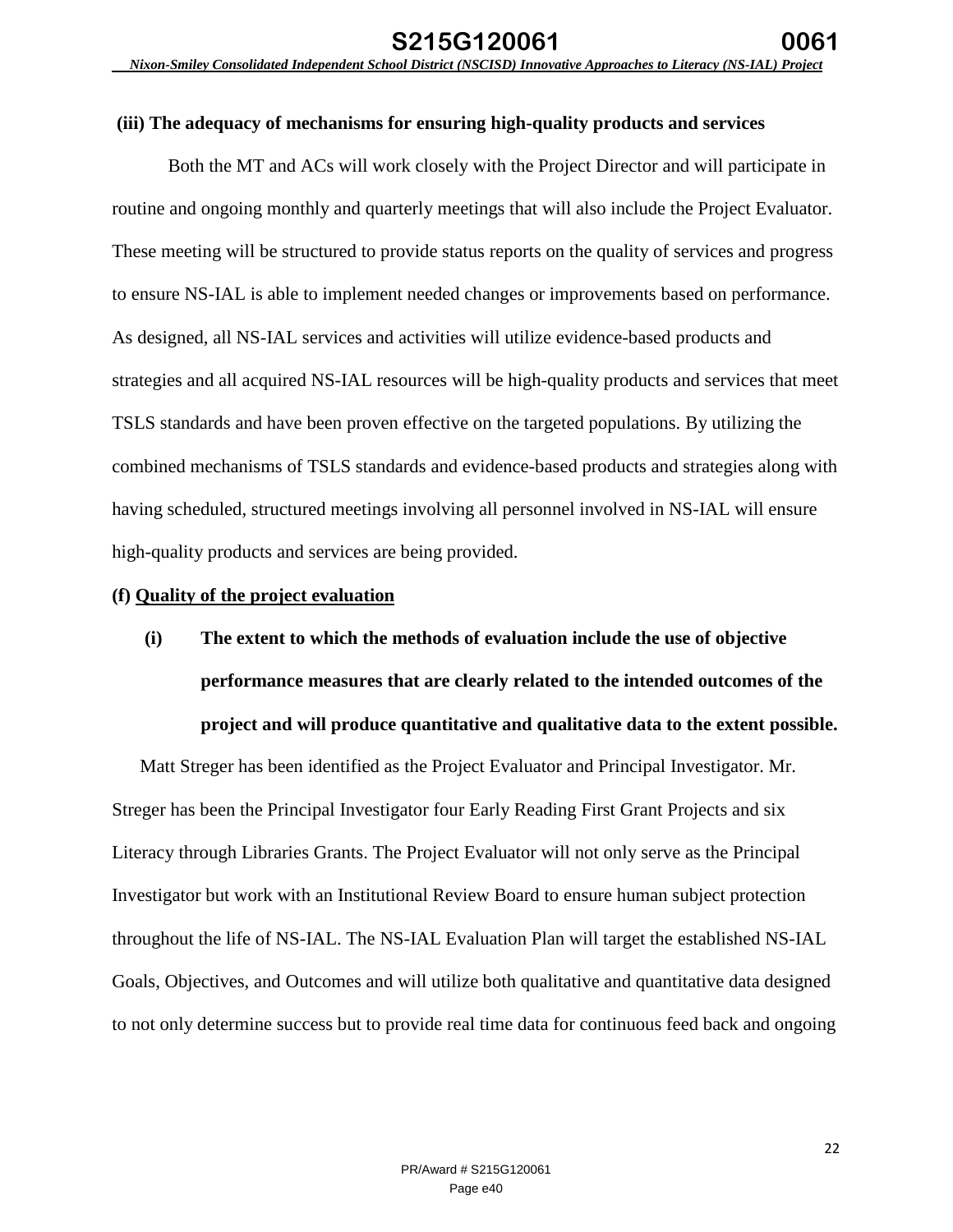**(iii) The adequacy of mechanisms for ensuring high-quality products and services**

Both the MT and ACs will work closely with the Project Director and will participate in routine and ongoing monthly and quarterly meetings that will also include the Project Evaluator. These meeting will be structured to provide status reports on the quality of services and progress to ensure NS-IAL is able to implement needed changes or improvements based on performance. As designed, all NS-IAL services and activities will utilize evidence-based products and strategies and all acquired NS-IAL resources will be high-quality products and services that meet TSLS standards and have been proven effective on the targeted populations. By utilizing the combined mechanisms of TSLS standards and evidence-based products and strategies along with having scheduled, structured meetings involving all personnel involved in NS-IAL will ensure high-quality products and services are being provided.

**(f) Quality of the project evaluation**

**(i) The extent to which the methods of evaluation include the use of objective performance measures that are clearly related to the intended outcomes of the project and will produce quantitative and qualitative data to the extent possible.**

Matt Streger has been identified as the Project Evaluator and Principal Investigator. Mr. Streger has been the Principal Investigator four Early Reading First Grant Projects and six Literacy through Libraries Grants. The Project Evaluator will not only serve as the Principal Investigator but work with an Institutional Review Board to ensure human subject protection throughout the life of NS-IAL. The NS-IAL Evaluation Plan will target the established NS-IAL Goals, Objectives, and Outcomes and will utilize both qualitative and quantitative data designed to not only determine success but to provide real time data for continuous feed back and ongoing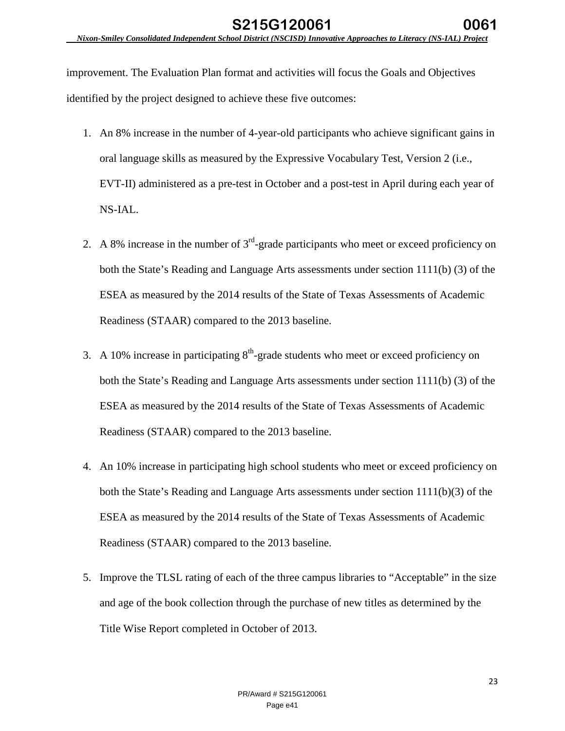improvement. The Evaluation Plan format and activities will focus the Goals and Objectives identified by the project designed to achieve these five outcomes:

1. An 8% increase in the number of 4-year-old participants who achieve significant gains in oral language skills as measured by the Expressive Vocabulary Test, Version 2 (i.e., EVT-II) administered as a pre-test in October and a post-test in April during each year of NS-IAL.
2. A 8% increase in the number of 3rd-grade participants who meet or exceed proficiency on both the State's Reading and Language Arts assessments under section 1111(b) (3) of the ESEA as measured by the 2014 results of the State of Texas Assessments of Academic Readiness (STAAR) compared to the 2013 baseline.
3. A 10% increase in participating 8th-grade students who meet or exceed proficiency on both the State's Reading and Language Arts assessments under section 1111(b) (3) of the ESEA as measured by the 2014 results of the State of Texas Assessments of Academic Readiness (STAAR) compared to the 2013 baseline.
4. An 10% increase in participating high school students who meet or exceed proficiency on both the State's Reading and Language Arts assessments under section 1111(b)(3) of the ESEA as measured by the 2014 results of the State of Texas Assessments of Academic Readiness (STAAR) compared to the 2013 baseline.
5. Improve the TLSL rating of each of the three campus libraries to "Acceptable" in the size and age of the book collection through the purchase of new titles as determined by the Title Wise Report completed in October of 2013.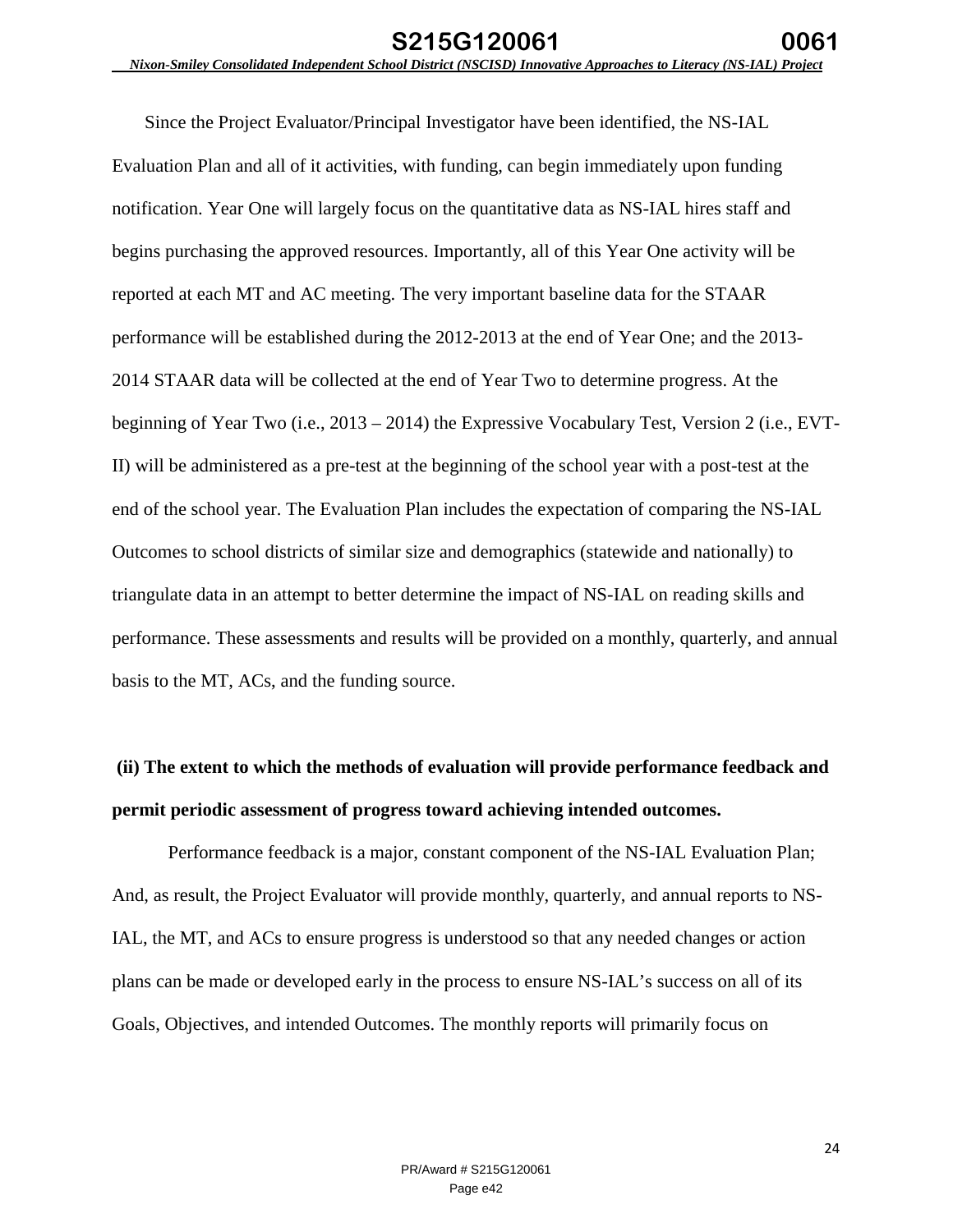Since the Project Evaluator/Principal Investigator have been identified, the NS-IAL Evaluation Plan and all of it activities, with funding, can begin immediately upon funding notification. Year One will largely focus on the quantitative data as NS-IAL hires staff and begins purchasing the approved resources. Importantly, all of this Year One activity will be reported at each MT and AC meeting. The very important baseline data for the STAAR performance will be established during the 2012-2013 at the end of Year One; and the 2013-2014 STAAR data will be collected at the end of Year Two to determine progress. At the beginning of Year Two (i.e., 2013 – 2014) the Expressive Vocabulary Test, Version 2 (i.e., EVT-II) will be administered as a pre-test at the beginning of the school year with a post-test at the end of the school year. The Evaluation Plan includes the expectation of comparing the NS-IAL Outcomes to school districts of similar size and demographics (statewide and nationally) to triangulate data in an attempt to better determine the impact of NS-IAL on reading skills and performance. These assessments and results will be provided on a monthly, quarterly, and annual basis to the MT, ACs, and the funding source.

**(ii) The extent to which the methods of evaluation will provide performance feedback and permit periodic assessment of progress toward achieving intended outcomes.**

Performance feedback is a major, constant component of the NS-IAL Evaluation Plan; And, as result, the Project Evaluator will provide monthly, quarterly, and annual reports to NS-IAL, the MT, and ACs to ensure progress is understood so that any needed changes or action plans can be made or developed early in the process to ensure NS-IAL's success on all of its Goals, Objectives, and intended Outcomes. The monthly reports will primarily focus on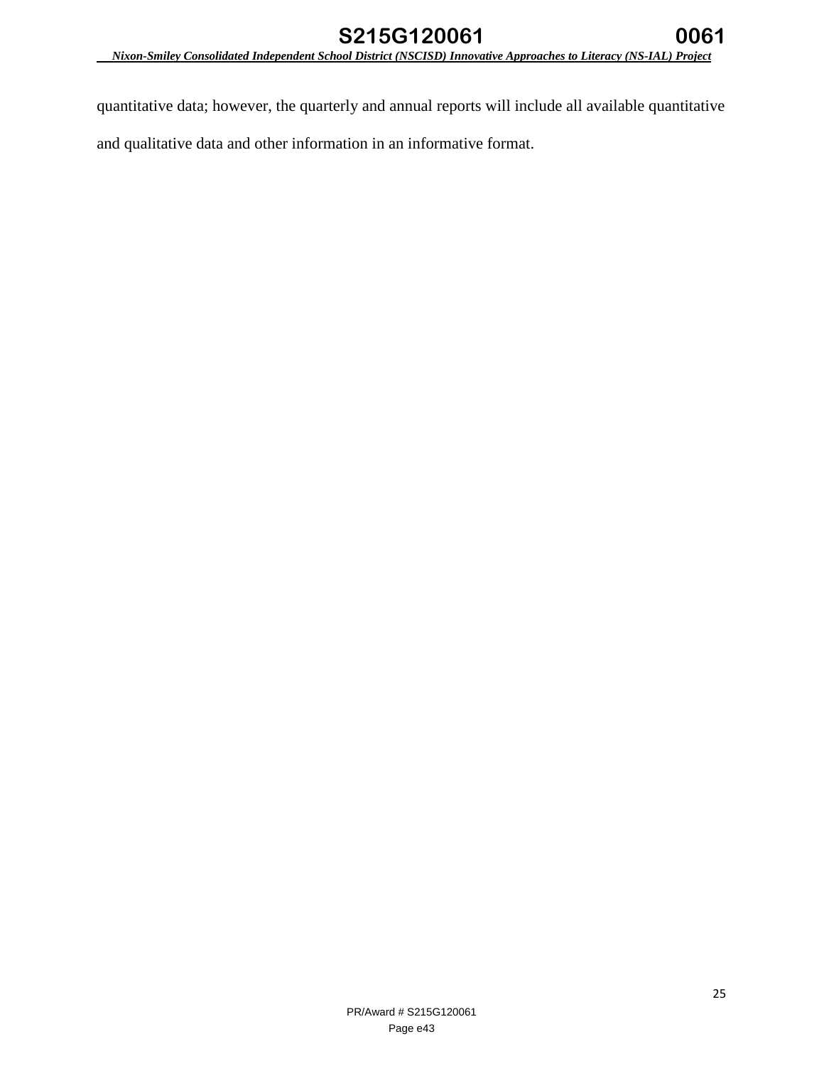quantitative data; however, the quarterly and annual reports will include all available quantitative and qualitative data and other information in an informative format.